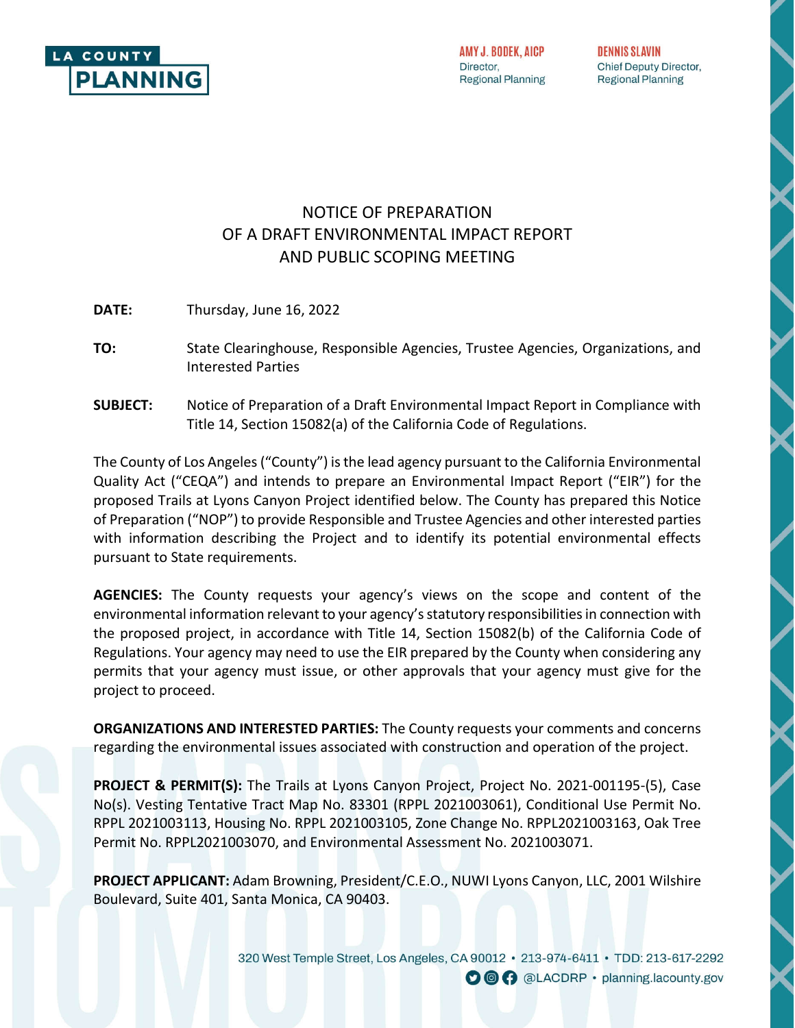LA COUNTY PLANNING

**AMY J. BODEK, AICP**
Director,
Regional Planning

**DENNIS SLAVIN**
Chief Deputy Director,
Regional Planning

# NOTICE OF PREPARATION OF A DRAFT ENVIRONMENTAL IMPACT REPORT AND PUBLIC SCOPING MEETING

**DATE:** Thursday, June 16, 2022

**TO:** State Clearinghouse, Responsible Agencies, Trustee Agencies, Organizations, and Interested Parties

**SUBJECT:** Notice of Preparation of a Draft Environmental Impact Report in Compliance with Title 14, Section 15082(a) of the California Code of Regulations.

The County of Los Angeles ("County") is the lead agency pursuant to the California Environmental Quality Act ("CEQA") and intends to prepare an Environmental Impact Report ("EIR") for the proposed Trails at Lyons Canyon Project identified below. The County has prepared this Notice of Preparation ("NOP") to provide Responsible and Trustee Agencies and other interested parties with information describing the Project and to identify its potential environmental effects pursuant to State requirements.

**AGENCIES:** The County requests your agency's views on the scope and content of the environmental information relevant to your agency's statutory responsibilities in connection with the proposed project, in accordance with Title 14, Section 15082(b) of the California Code of Regulations. Your agency may need to use the EIR prepared by the County when considering any permits that your agency must issue, or other approvals that your agency must give for the project to proceed.

**ORGANIZATIONS AND INTERESTED PARTIES:** The County requests your comments and concerns regarding the environmental issues associated with construction and operation of the project.

**PROJECT & PERMIT(S):** The Trails at Lyons Canyon Project, Project No. 2021-001195-(5), Case No(s). Vesting Tentative Tract Map No. 83301 (RPPL 2021003061), Conditional Use Permit No. RPPL 2021003113, Housing No. RPPL 2021003105, Zone Change No. RPPL2021003163, Oak Tree Permit No. RPPL2021003070, and Environmental Assessment No. 2021003071.

**PROJECT APPLICANT:** Adam Browning, President/C.E.O., NUWI Lyons Canyon, LLC, 2001 Wilshire Boulevard, Suite 401, Santa Monica, CA 90403.

320 West Temple Street, Los Angeles, CA 90012 • 213-974-6411 • TDD: 213-617-2292
@LACDRP • planning.lacounty.gov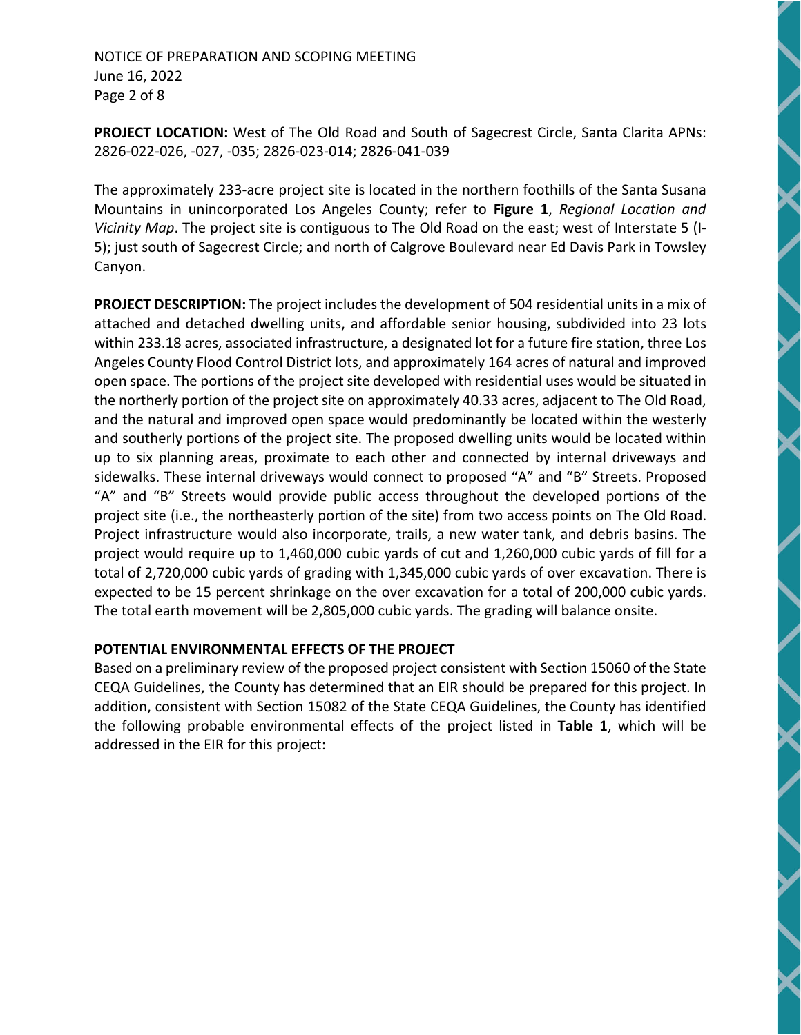**PROJECT LOCATION:** West of The Old Road and South of Sagecrest Circle, Santa Clarita APNs: 2826-022-026, -027, -035; 2826-023-014; 2826-041-039

The approximately 233-acre project site is located in the northern foothills of the Santa Susana Mountains in unincorporated Los Angeles County; refer to **Figure 1**, *Regional Location and Vicinity Map*. The project site is contiguous to The Old Road on the east; west of Interstate 5 (I-5); just south of Sagecrest Circle; and north of Calgrove Boulevard near Ed Davis Park in Towsley Canyon.

**PROJECT DESCRIPTION:** The project includes the development of 504 residential units in a mix of attached and detached dwelling units, and affordable senior housing, subdivided into 23 lots within 233.18 acres, associated infrastructure, a designated lot for a future fire station, three Los Angeles County Flood Control District lots, and approximately 164 acres of natural and improved open space. The portions of the project site developed with residential uses would be situated in the northerly portion of the project site on approximately 40.33 acres, adjacent to The Old Road, and the natural and improved open space would predominantly be located within the westerly and southerly portions of the project site. The proposed dwelling units would be located within up to six planning areas, proximate to each other and connected by internal driveways and sidewalks. These internal driveways would connect to proposed "A" and "B" Streets. Proposed "A" and "B" Streets would provide public access throughout the developed portions of the project site (i.e., the northeasterly portion of the site) from two access points on The Old Road. Project infrastructure would also incorporate, trails, a new water tank, and debris basins. The project would require up to 1,460,000 cubic yards of cut and 1,260,000 cubic yards of fill for a total of 2,720,000 cubic yards of grading with 1,345,000 cubic yards of over excavation. There is expected to be 15 percent shrinkage on the over excavation for a total of 200,000 cubic yards. The total earth movement will be 2,805,000 cubic yards. The grading will balance onsite.

**POTENTIAL ENVIRONMENTAL EFFECTS OF THE PROJECT**

Based on a preliminary review of the proposed project consistent with Section 15060 of the State CEQA Guidelines, the County has determined that an EIR should be prepared for this project. In addition, consistent with Section 15082 of the State CEQA Guidelines, the County has identified the following probable environmental effects of the project listed in **Table 1**, which will be addressed in the EIR for this project: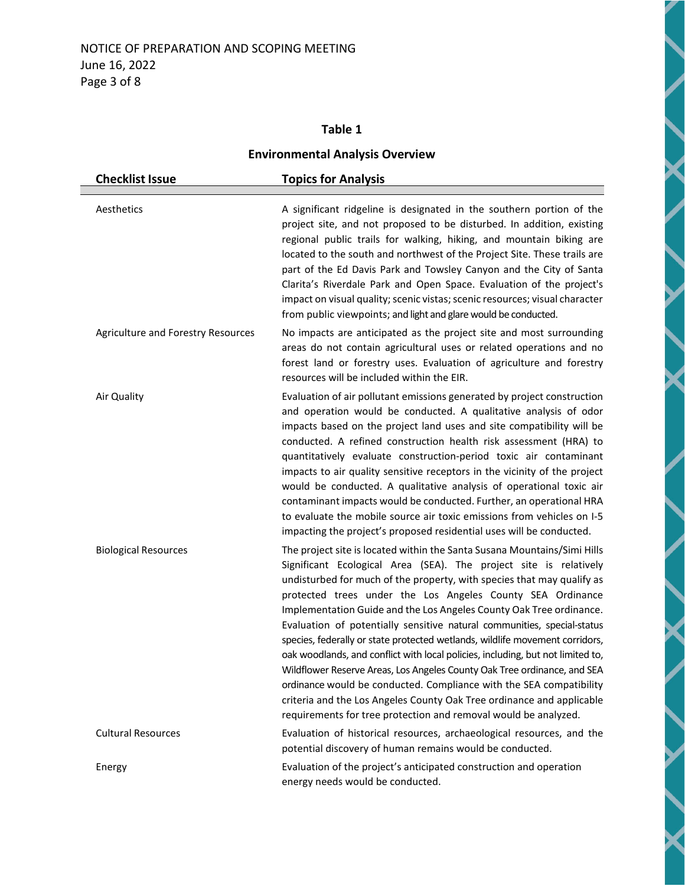**Table 1**

**Environmental Analysis Overview**

| Checklist Issue | Topics for Analysis |
|---|---|
| Aesthetics | A significant ridgeline is designated in the southern portion of the project site, and not proposed to be disturbed. In addition, existing regional public trails for walking, hiking, and mountain biking are located to the south and northwest of the Project Site. These trails are part of the Ed Davis Park and Towsley Canyon and the City of Santa Clarita's Riverdale Park and Open Space. Evaluation of the project's impact on visual quality; scenic vistas; scenic resources; visual character from public viewpoints; and light and glare would be conducted. |
| Agriculture and Forestry Resources | No impacts are anticipated as the project site and most surrounding areas do not contain agricultural uses or related operations and no forest land or forestry uses. Evaluation of agriculture and forestry resources will be included within the EIR. |
| Air Quality | Evaluation of air pollutant emissions generated by project construction and operation would be conducted. A qualitative analysis of odor impacts based on the project land uses and site compatibility will be conducted. A refined construction health risk assessment (HRA) to quantitatively evaluate construction-period toxic air contaminant impacts to air quality sensitive receptors in the vicinity of the project would be conducted. A qualitative analysis of operational toxic air contaminant impacts would be conducted. Further, an operational HRA to evaluate the mobile source air toxic emissions from vehicles on I-5 impacting the project's proposed residential uses will be conducted. |
| Biological Resources | The project site is located within the Santa Susana Mountains/Simi Hills Significant Ecological Area (SEA). The project site is relatively undisturbed for much of the property, with species that may qualify as protected trees under the Los Angeles County SEA Ordinance Implementation Guide and the Los Angeles County Oak Tree ordinance. Evaluation of potentially sensitive natural communities, special-status species, federally or state protected wetlands, wildlife movement corridors, oak woodlands, and conflict with local policies, including, but not limited to, Wildflower Reserve Areas, Los Angeles County Oak Tree ordinance, and SEA ordinance would be conducted. Compliance with the SEA compatibility criteria and the Los Angeles County Oak Tree ordinance and applicable requirements for tree protection and removal would be analyzed. |
| Cultural Resources | Evaluation of historical resources, archaeological resources, and the potential discovery of human remains would be conducted. |
| Energy | Evaluation of the project's anticipated construction and operation energy needs would be conducted. |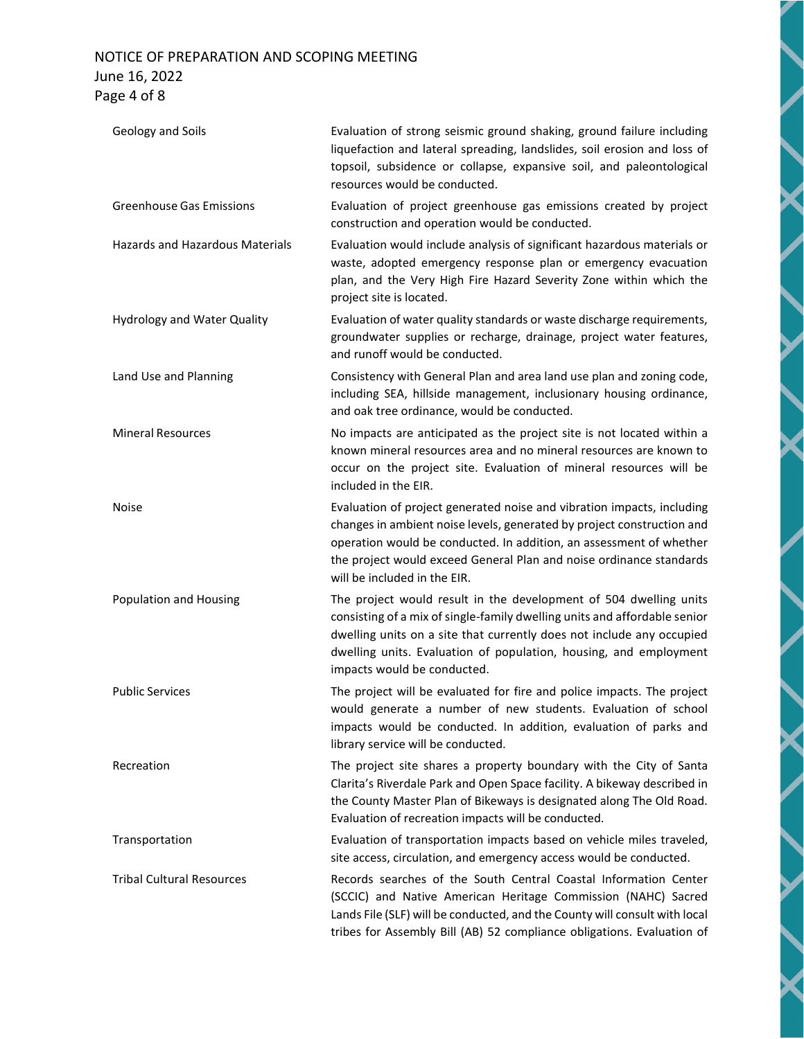| | |
|---|---|
| Geology and Soils | Evaluation of strong seismic ground shaking, ground failure including liquefaction and lateral spreading, landslides, soil erosion and loss of topsoil, subsidence or collapse, expansive soil, and paleontological resources would be conducted. |
| Greenhouse Gas Emissions | Evaluation of project greenhouse gas emissions created by project construction and operation would be conducted. |
| Hazards and Hazardous Materials | Evaluation would include analysis of significant hazardous materials or waste, adopted emergency response plan or emergency evacuation plan, and the Very High Fire Hazard Severity Zone within which the project site is located. |
| Hydrology and Water Quality | Evaluation of water quality standards or waste discharge requirements, groundwater supplies or recharge, drainage, project water features, and runoff would be conducted. |
| Land Use and Planning | Consistency with General Plan and area land use plan and zoning code, including SEA, hillside management, inclusionary housing ordinance, and oak tree ordinance, would be conducted. |
| Mineral Resources | No impacts are anticipated as the project site is not located within a known mineral resources area and no mineral resources are known to occur on the project site. Evaluation of mineral resources will be included in the EIR. |
| Noise | Evaluation of project generated noise and vibration impacts, including changes in ambient noise levels, generated by project construction and operation would be conducted. In addition, an assessment of whether the project would exceed General Plan and noise ordinance standards will be included in the EIR. |
| Population and Housing | The project would result in the development of 504 dwelling units consisting of a mix of single-family dwelling units and affordable senior dwelling units on a site that currently does not include any occupied dwelling units. Evaluation of population, housing, and employment impacts would be conducted. |
| Public Services | The project will be evaluated for fire and police impacts. The project would generate a number of new students. Evaluation of school impacts would be conducted. In addition, evaluation of parks and library service will be conducted. |
| Recreation | The project site shares a property boundary with the City of Santa Clarita's Riverdale Park and Open Space facility. A bikeway described in the County Master Plan of Bikeways is designated along The Old Road. Evaluation of recreation impacts will be conducted. |
| Transportation | Evaluation of transportation impacts based on vehicle miles traveled, site access, circulation, and emergency access would be conducted. |
| Tribal Cultural Resources | Records searches of the South Central Coastal Information Center (SCCIC) and Native American Heritage Commission (NAHC) Sacred Lands File (SLF) will be conducted, and the County will consult with local tribes for Assembly Bill (AB) 52 compliance obligations. Evaluation of |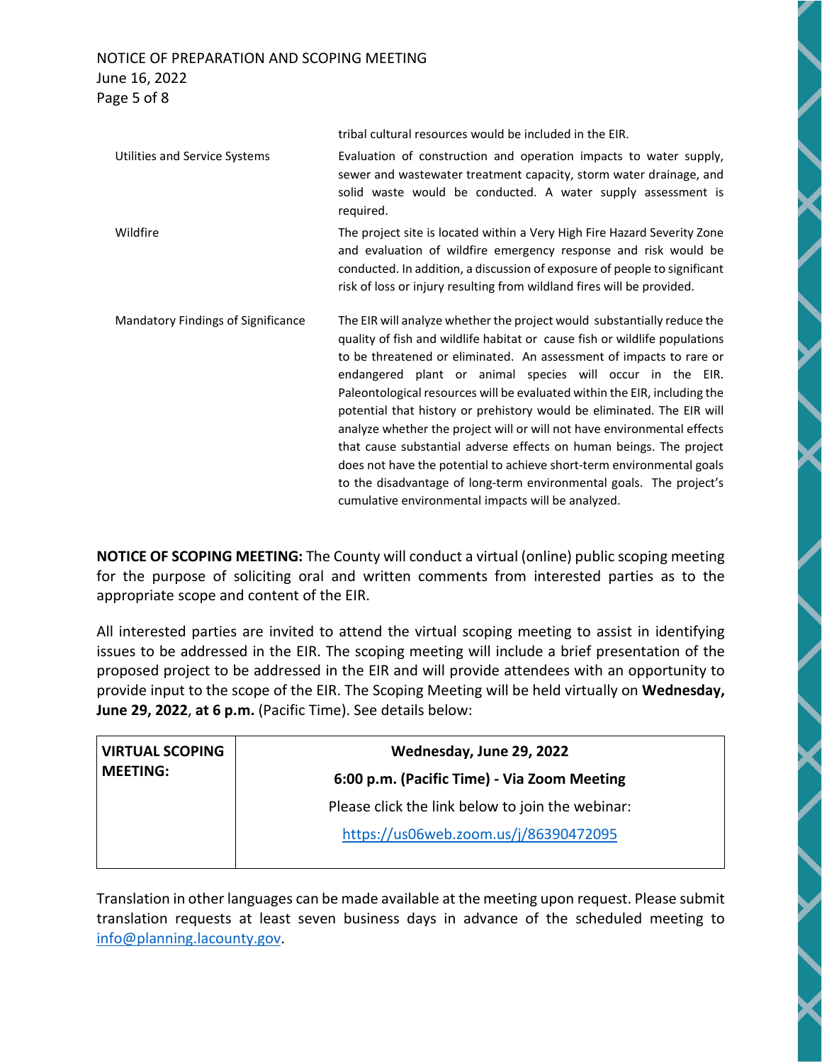| | |
|---|---|
| | tribal cultural resources would be included in the EIR. |
| Utilities and Service Systems | Evaluation of construction and operation impacts to water supply, sewer and wastewater treatment capacity, storm water drainage, and solid waste would be conducted. A water supply assessment is required. |
| Wildfire | The project site is located within a Very High Fire Hazard Severity Zone and evaluation of wildfire emergency response and risk would be conducted. In addition, a discussion of exposure of people to significant risk of loss or injury resulting from wildland fires will be provided. |
| Mandatory Findings of Significance | The EIR will analyze whether the project would substantially reduce the quality of fish and wildlife habitat or cause fish or wildlife populations to be threatened or eliminated. An assessment of impacts to rare or endangered plant or animal species will occur in the EIR. Paleontological resources will be evaluated within the EIR, including the potential that history or prehistory would be eliminated. The EIR will analyze whether the project will or will not have environmental effects that cause substantial adverse effects on human beings. The project does not have the potential to achieve short-term environmental goals to the disadvantage of long-term environmental goals. The project's cumulative environmental impacts will be analyzed. |

**NOTICE OF SCOPING MEETING:** The County will conduct a virtual (online) public scoping meeting for the purpose of soliciting oral and written comments from interested parties as to the appropriate scope and content of the EIR.

All interested parties are invited to attend the virtual scoping meeting to assist in identifying issues to be addressed in the EIR. The scoping meeting will include a brief presentation of the proposed project to be addressed in the EIR and will provide attendees with an opportunity to provide input to the scope of the EIR. The Scoping Meeting will be held virtually on **Wednesday, June 29, 2022**, **at 6 p.m.** (Pacific Time). See details below:

| **VIRTUAL SCOPING MEETING:** | **Wednesday, June 29, 2022**<br>**6:00 p.m. (Pacific Time) - Via Zoom Meeting**<br>Please click the link below to join the webinar:<br>https://us06web.zoom.us/j/86390472095 |
|---|---|

Translation in other languages can be made available at the meeting upon request. Please submit translation requests at least seven business days in advance of the scheduled meeting to info@planning.lacounty.gov.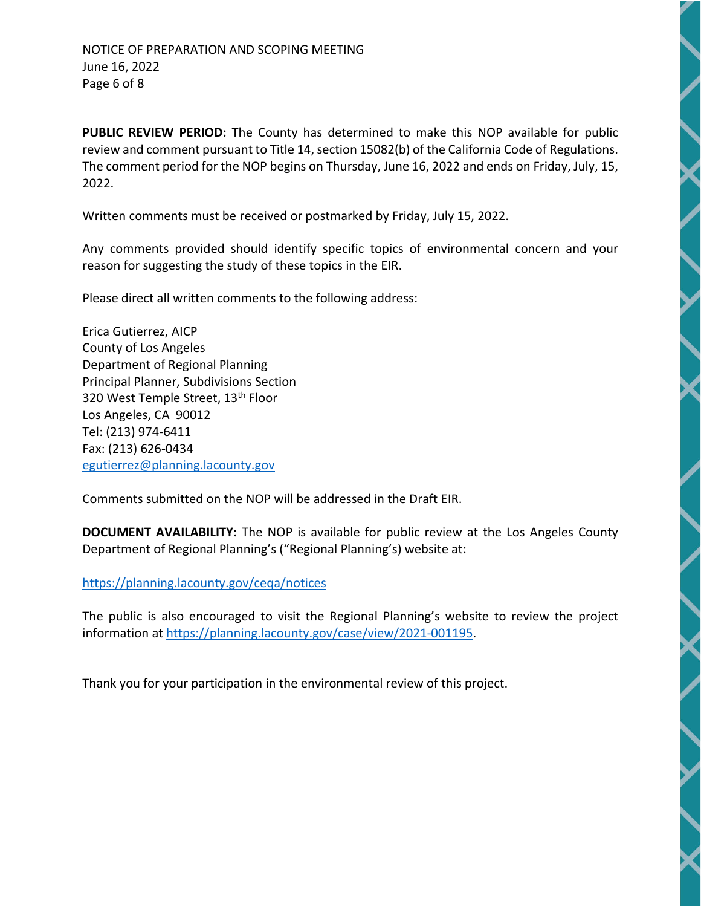**PUBLIC REVIEW PERIOD:** The County has determined to make this NOP available for public review and comment pursuant to Title 14, section 15082(b) of the California Code of Regulations. The comment period for the NOP begins on Thursday, June 16, 2022 and ends on Friday, July, 15, 2022.

Written comments must be received or postmarked by Friday, July 15, 2022.

Any comments provided should identify specific topics of environmental concern and your reason for suggesting the study of these topics in the EIR.

Please direct all written comments to the following address:

Erica Gutierrez, AICP
County of Los Angeles
Department of Regional Planning
Principal Planner, Subdivisions Section
320 West Temple Street, 13th Floor
Los Angeles, CA 90012
Tel: (213) 974-6411
Fax: (213) 626-0434
egutierrez@planning.lacounty.gov

Comments submitted on the NOP will be addressed in the Draft EIR.

**DOCUMENT AVAILABILITY:** The NOP is available for public review at the Los Angeles County Department of Regional Planning's ("Regional Planning's) website at:

https://planning.lacounty.gov/ceqa/notices

The public is also encouraged to visit the Regional Planning's website to review the project information at https://planning.lacounty.gov/case/view/2021-001195.

Thank you for your participation in the environmental review of this project.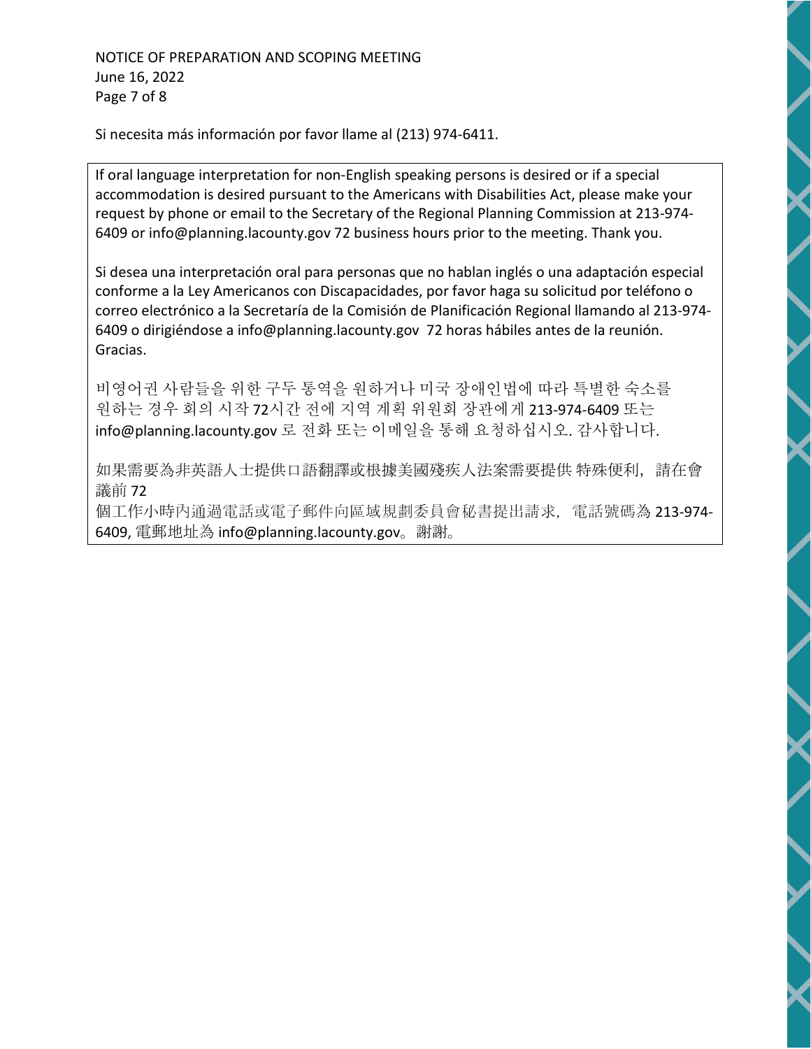Si necesita más información por favor llame al (213) 974-6411.

If oral language interpretation for non-English speaking persons is desired or if a special accommodation is desired pursuant to the Americans with Disabilities Act, please make your request by phone or email to the Secretary of the Regional Planning Commission at 213-974-6409 or info@planning.lacounty.gov 72 business hours prior to the meeting. Thank you.

Si desea una interpretación oral para personas que no hablan inglés o una adaptación especial conforme a la Ley Americanos con Discapacidades, por favor haga su solicitud por teléfono o correo electrónico a la Secretaría de la Comisión de Planificación Regional llamando al 213-974-6409 o dirigiéndose a info@planning.lacounty.gov 72 horas hábiles antes de la reunión. Gracias.

비영어권 사람들을 위한 구두 통역을 원하거나 미국 장애인법에 따라 특별한 숙소를 원하는 경우 회의 시작 72시간 전에 지역 계획 위원회 장관에게 213-974-6409 또는 info@planning.lacounty.gov 로 전화 또는 이메일을 통해 요청하십시오. 감사합니다.

如果需要為非英語人士提供口語翻譯或根據美國殘疾人法案需要提供 特殊便利，請在會議前 72 個工作小時內通過電話或電子郵件向區域規劃委員會秘書提出請求，電話號碼為 213-974-6409, 電郵地址為 info@planning.lacounty.gov。謝謝。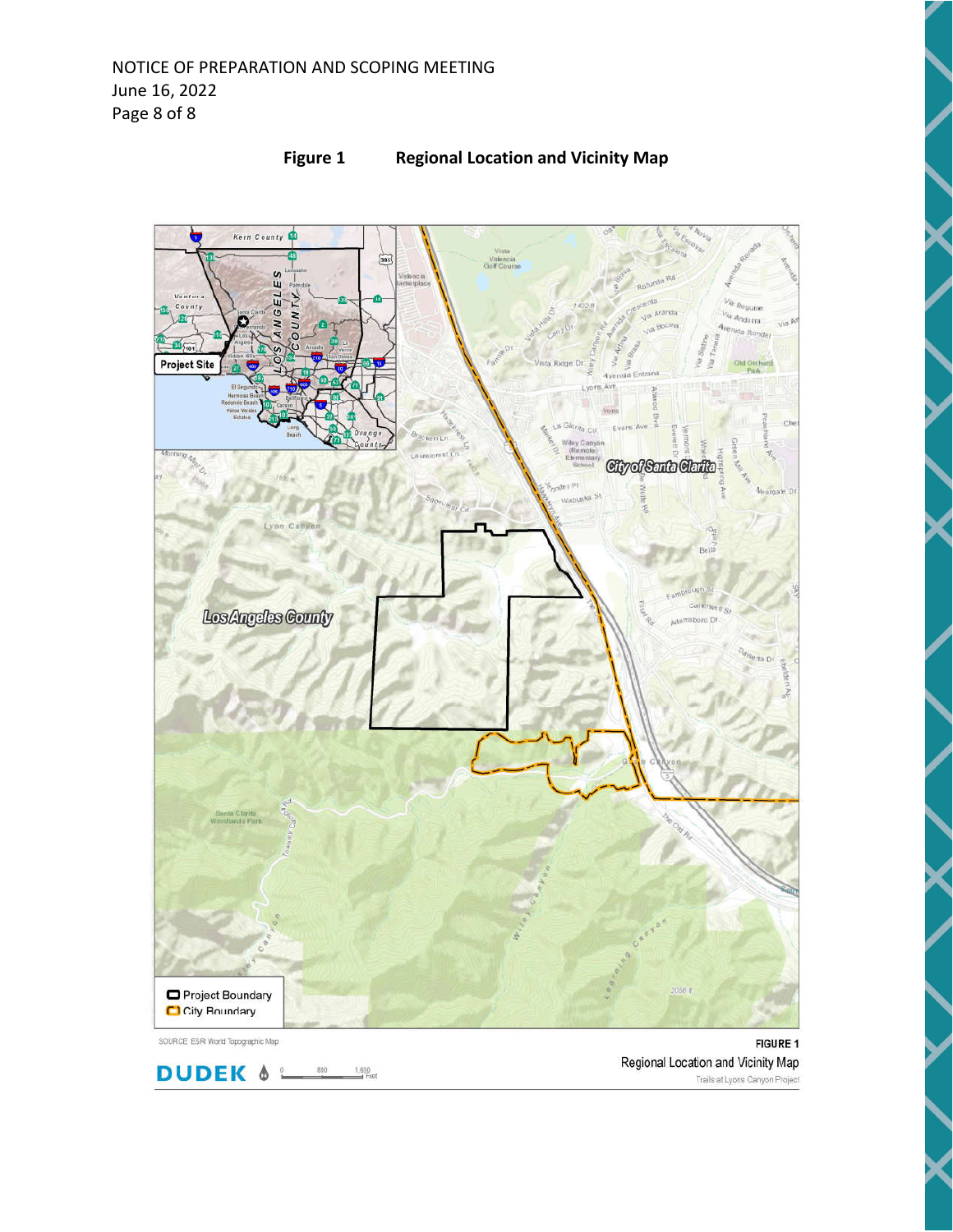**Figure 1 Regional Location and Vicinity Map**

Project Site

Los Angeles County

City of Santa Clarita

Project Boundary

City Boundary

SOURCE: ESRI World Topographic Map

DUDEK 0 800 1,600 Feet

FIGURE 1

Regional Location and Vicinity Map

Trails at Lyons Canyon Project